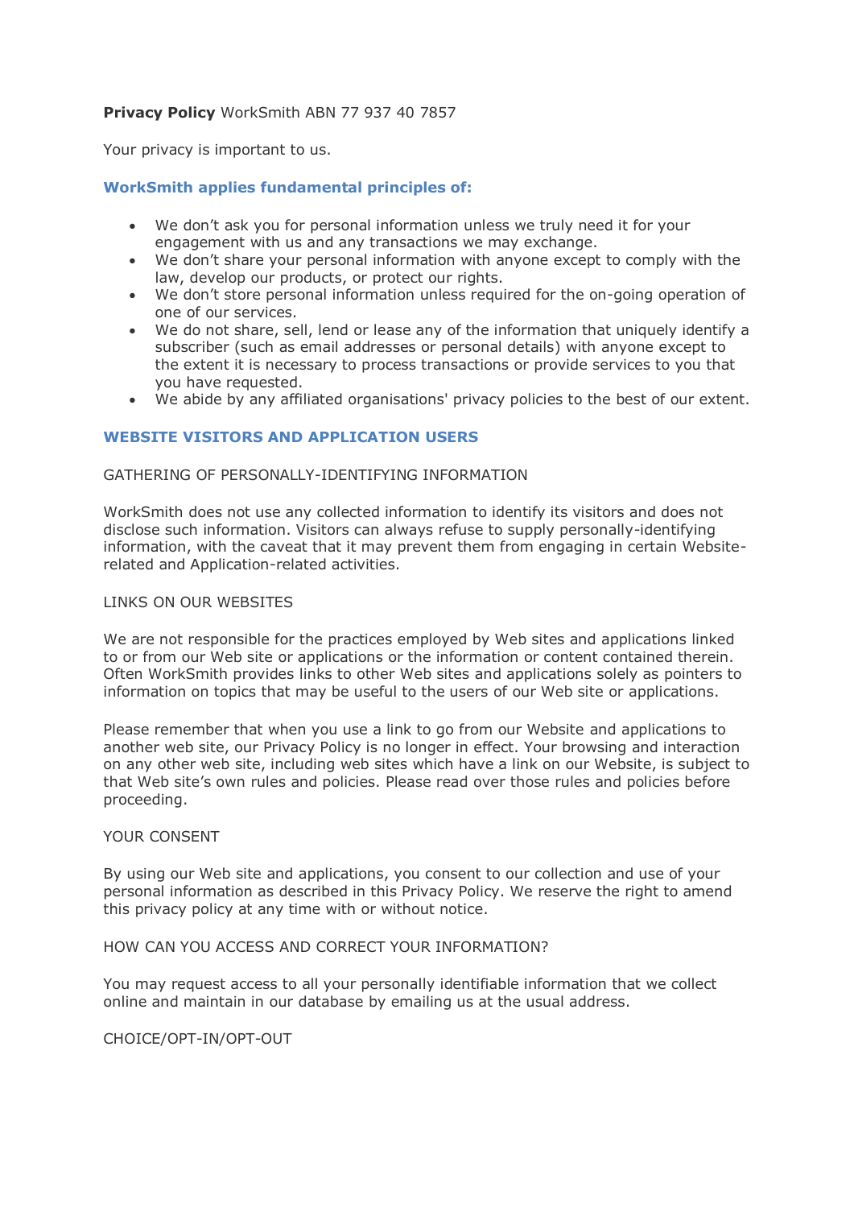**Privacy Policy** WorkSmith ABN 77 937 40 7857

Your privacy is important to us.

## WorkSmith applies fundamental principles of:

- We don't ask you for personal information unless we truly need it for your engagement with us and any transactions we may exchange.
- We don't share your personal information with anyone except to comply with the law, develop our products, or protect our rights.
- We don't store personal information unless required for the on-going operation of one of our services.
- We do not share, sell, lend or lease any of the information that uniquely identify a subscriber (such as email addresses or personal details) with anyone except to the extent it is necessary to process transactions or provide services to you that you have requested.
- We abide by any affiliated organisations' privacy policies to the best of our extent.

## WEBSITE VISITORS AND APPLICATION USERS

### GATHERING OF PERSONALLY-IDENTIFYING INFORMATION

WorkSmith does not use any collected information to identify its visitors and does not disclose such information. Visitors can always refuse to supply personally-identifying information, with the caveat that it may prevent them from engaging in certain Website-related and Application-related activities.

### LINKS ON OUR WEBSITES

We are not responsible for the practices employed by Web sites and applications linked to or from our Web site or applications or the information or content contained therein. Often WorkSmith provides links to other Web sites and applications solely as pointers to information on topics that may be useful to the users of our Web site or applications.

Please remember that when you use a link to go from our Website and applications to another web site, our Privacy Policy is no longer in effect. Your browsing and interaction on any other web site, including web sites which have a link on our Website, is subject to that Web site's own rules and policies. Please read over those rules and policies before proceeding.

### YOUR CONSENT

By using our Web site and applications, you consent to our collection and use of your personal information as described in this Privacy Policy. We reserve the right to amend this privacy policy at any time with or without notice.

### HOW CAN YOU ACCESS AND CORRECT YOUR INFORMATION?

You may request access to all your personally identifiable information that we collect online and maintain in our database by emailing us at the usual address.

### CHOICE/OPT-IN/OPT-OUT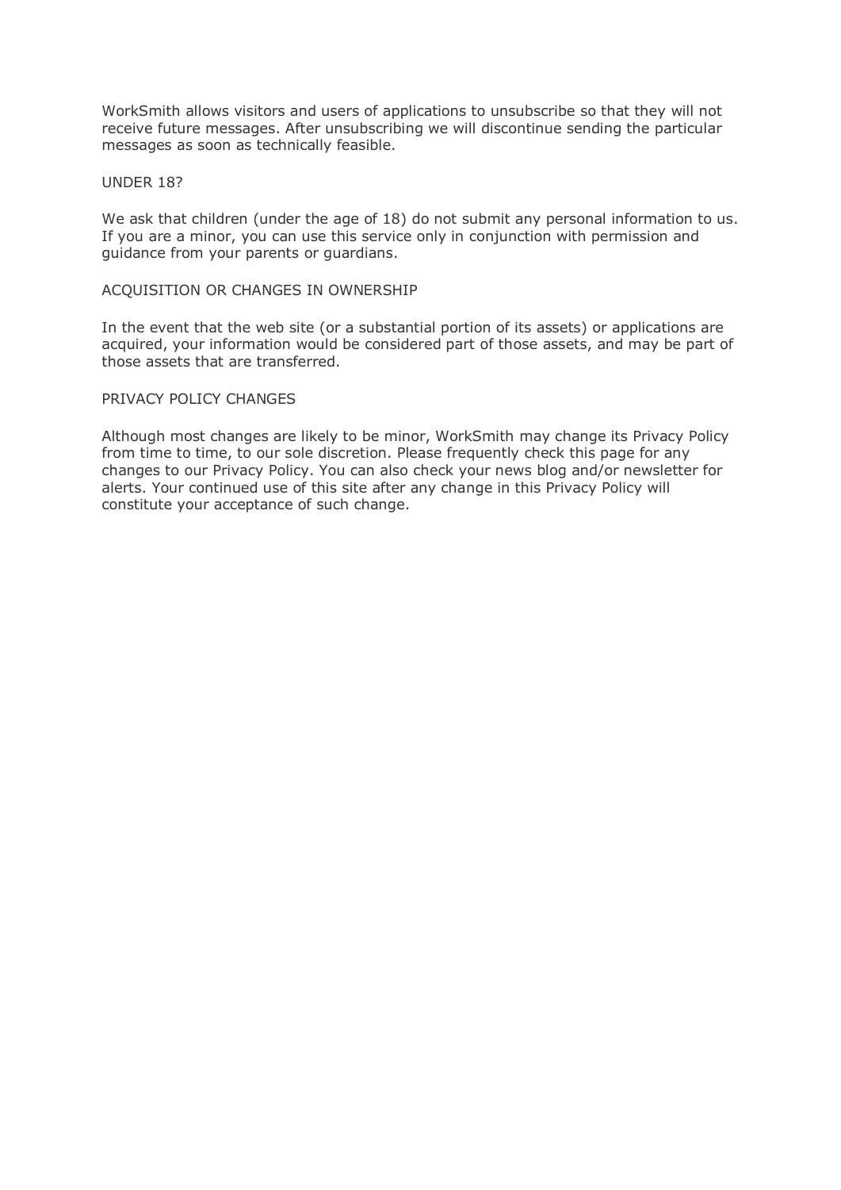WorkSmith allows visitors and users of applications to unsubscribe so that they will not receive future messages. After unsubscribing we will discontinue sending the particular messages as soon as technically feasible.

## UNDER 18?

We ask that children (under the age of 18) do not submit any personal information to us. If you are a minor, you can use this service only in conjunction with permission and guidance from your parents or guardians.

## ACQUISITION OR CHANGES IN OWNERSHIP

In the event that the web site (or a substantial portion of its assets) or applications are acquired, your information would be considered part of those assets, and may be part of those assets that are transferred.

## PRIVACY POLICY CHANGES

Although most changes are likely to be minor, WorkSmith may change its Privacy Policy from time to time, to our sole discretion. Please frequently check this page for any changes to our Privacy Policy. You can also check your news blog and/or newsletter for alerts. Your continued use of this site after any change in this Privacy Policy will constitute your acceptance of such change.